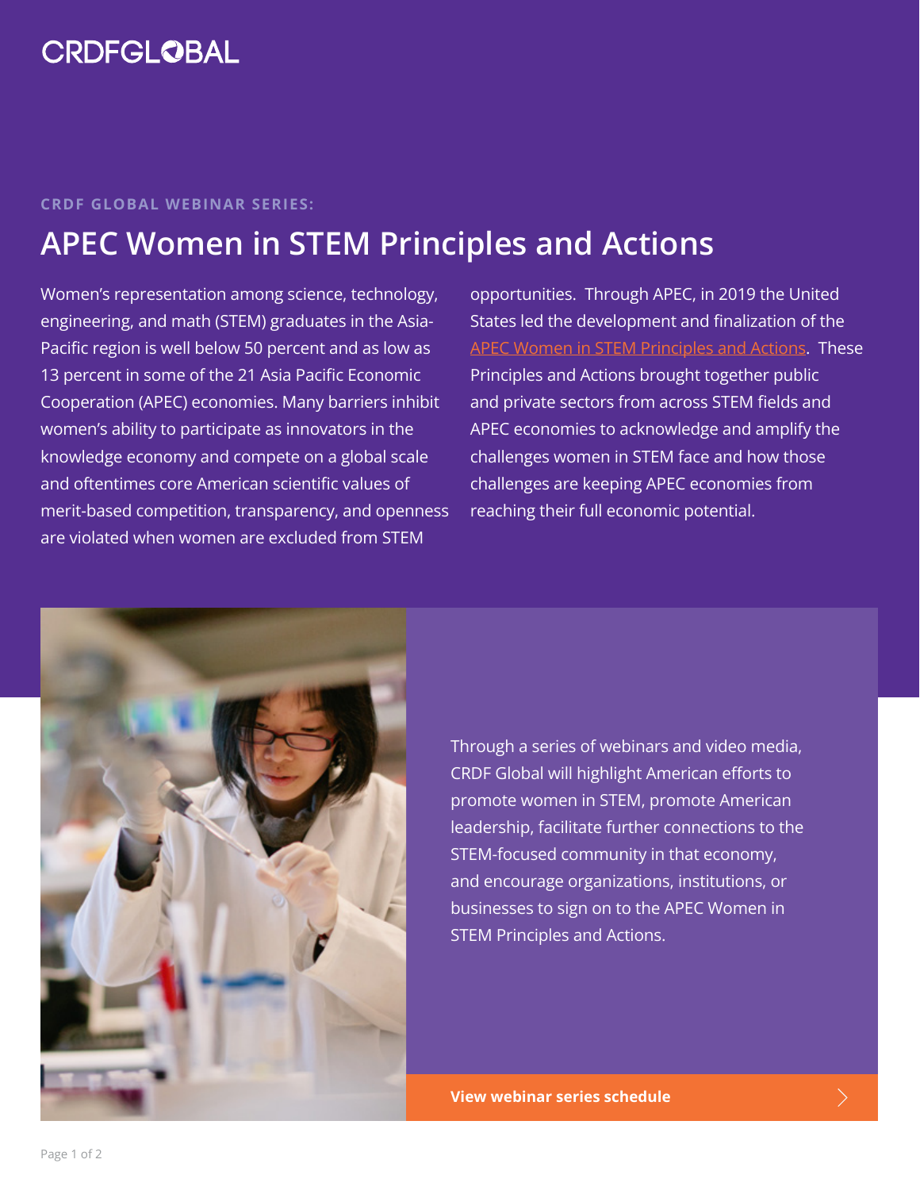CRDFGLOBAL

CRDF GLOBAL WEBINAR SERIES:

# APEC Women in STEM Principles and Actions

Women's representation among science, technology, engineering, and math (STEM) graduates in the Asia-Pacific region is well below 50 percent and as low as 13 percent in some of the 21 Asia Pacific Economic Cooperation (APEC) economies. Many barriers inhibit women's ability to participate as innovators in the knowledge economy and compete on a global scale and oftentimes core American scientific values of merit-based competition, transparency, and openness are violated when women are excluded from STEM opportunities. Through APEC, in 2019 the United States led the development and finalization of the APEC Women in STEM Principles and Actions. These Principles and Actions brought together public and private sectors from across STEM fields and APEC economies to acknowledge and amplify the challenges women in STEM face and how those challenges are keeping APEC economies from reaching their full economic potential.

Through a series of webinars and video media, CRDF Global will highlight American efforts to promote women in STEM, promote American leadership, facilitate further connections to the STEM-focused community in that economy, and encourage organizations, institutions, or businesses to sign on to the APEC Women in STEM Principles and Actions.

**View webinar series schedule**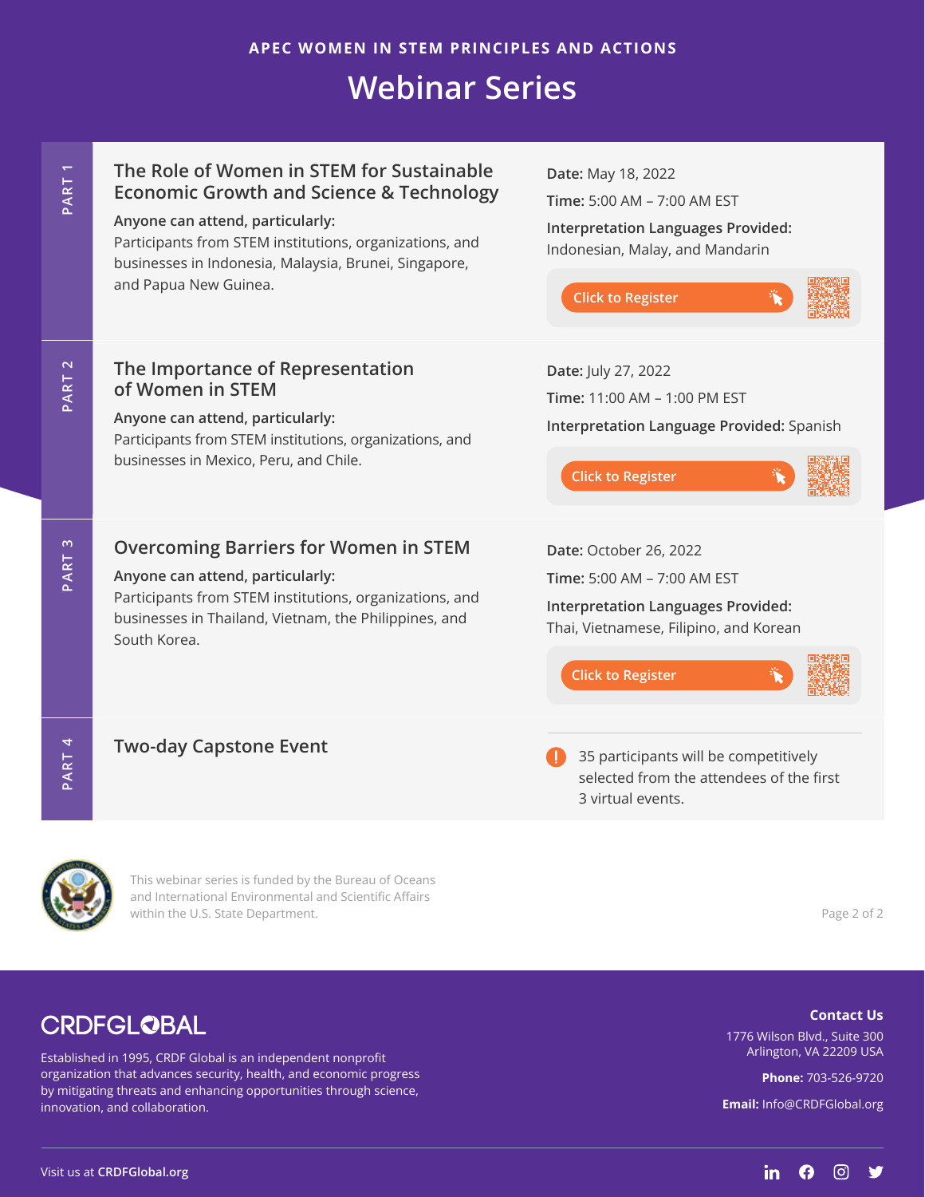**APEC WOMEN IN STEM PRINCIPLES AND ACTIONS**

# Webinar Series

## PART 1

### The Role of Women in STEM for Sustainable Economic Growth and Science & Technology

**Anyone can attend, particularly:**
Participants from STEM institutions, organizations, and businesses in Indonesia, Malaysia, Brunei, Singapore, and Papua New Guinea.

**Date:** May 18, 2022

**Time:** 5:00 AM – 7:00 AM EST

**Interpretation Languages Provided:** Indonesian, Malay, and Mandarin

Click to Register

## PART 2

### The Importance of Representation of Women in STEM

**Anyone can attend, particularly:**
Participants from STEM institutions, organizations, and businesses in Mexico, Peru, and Chile.

**Date:** July 27, 2022

**Time:** 11:00 AM – 1:00 PM EST

**Interpretation Language Provided:** Spanish

Click to Register

## PART 3

### Overcoming Barriers for Women in STEM

**Anyone can attend, particularly:**
Participants from STEM institutions, organizations, and businesses in Thailand, Vietnam, the Philippines, and South Korea.

**Date:** October 26, 2022

**Time:** 5:00 AM – 7:00 AM EST

**Interpretation Languages Provided:** Thai, Vietnamese, Filipino, and Korean

Click to Register

## PART 4

### Two-day Capstone Event

! 35 participants will be competitively selected from the attendees of the first 3 virtual events.

This webinar series is funded by the Bureau of Oceans and International Environmental and Scientific Affairs within the U.S. State Department.

CRDFGLOBAL

Established in 1995, CRDF Global is an independent nonprofit organization that advances security, health, and economic progress by mitigating threats and enhancing opportunities through science, innovation, and collaboration.

**Contact Us**

1776 Wilson Blvd., Suite 300
Arlington, VA 22209 USA

**Phone:** 703-526-9720

**Email:** Info@CRDFGlobal.org

Visit us at **CRDFGlobal.org**